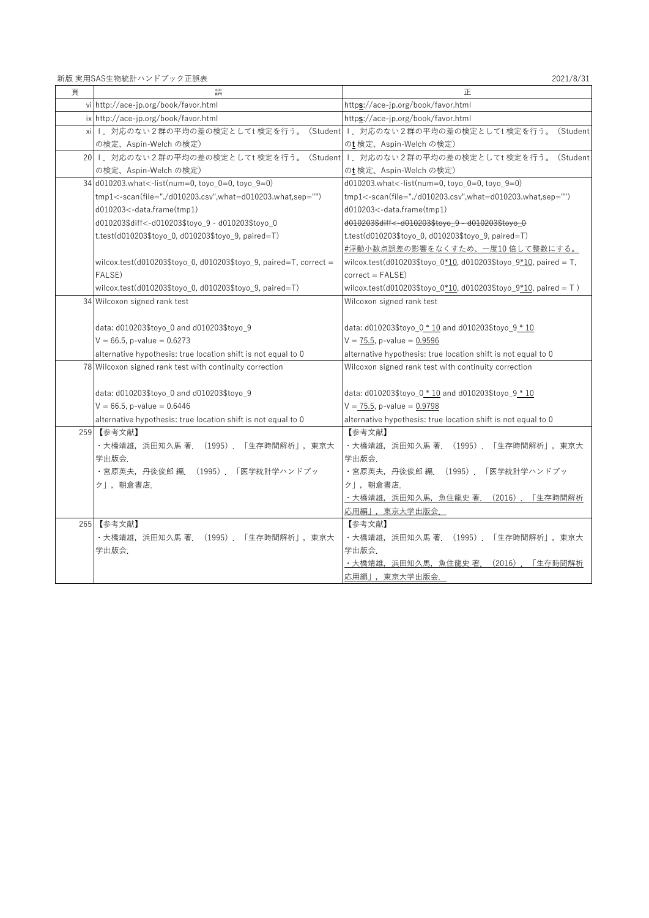新版 実用SAS生物統計ハンドブック正誤表

2021/8/31

| 頁 | 誤 | 正 |
|---|---|---|
| vi | http://ace-jp.org/book/favor.html | http**s**://ace-jp.org/book/favor.html |
| ix | http://ace-jp.org/book/favor.html | http**s**://ace-jp.org/book/favor.html |
| xi | I．対応のない２群の平均の差の検定としてt 検定を行う。（Student の検定、Aspin-Welch の検定） | I．対応のない２群の平均の差の検定としてt 検定を行う。（Student の**t** 検定、Aspin-Welch の検定） |
| 20 | I．対応のない２群の平均の差の検定としてt 検定を行う。（Student の検定、Aspin-Welch の検定） | I．対応のない２群の平均の差の検定としてt 検定を行う。（Student の**t** 検定、Aspin-Welch の検定） |
| 34 | d010203.what<-list(num=0, toyo_0=0, toyo_9=0)<br>tmp1<-scan(file="./d010203.csv",what=d010203.what,sep="")<br>d010203<-data.frame(tmp1)<br>d010203$diff<-d010203$toyo_9 - d010203$toyo_0<br>t.test(d010203$toyo_0, d010203$toyo_9, paired=T)<br><br>wilcox.test(d010203$toyo_0, d010203$toyo_9, paired=T, correct = FALSE)<br>wilcox.test(d010203$toyo_0, d010203$toyo_9, paired=T) | d010203.what<-list(num=0, toyo_0=0, toyo_9=0)<br>tmp1<-scan(file="./d010203.csv",what=d010203.what,sep="")<br>d010203<-data.frame(tmp1)<br>~~d010203$diff<-d010203$toyo_9 - d010203$toyo_0~~<br>t.test(d010203$toyo_0, d010203$toyo_9, paired=T)<br><u>#浮動小数点誤差の影響をなくすため、一度10 倍して整数にする。</u><br>wilcox.test(d010203$toyo_0<u>*10</u>, d010203$toyo_9<u>*10</u>, paired = T, correct = FALSE)<br>wilcox.test(d010203$toyo_0<u>*10</u>, d010203$toyo_9<u>*10</u>, paired = T ) |
| 34 | Wilcoxon signed rank test<br><br>data: d010203$toyo_0 and d010203$toyo_9<br>V = 66.5, p-value = 0.6273<br>alternative hypothesis: true location shift is not equal to 0 | Wilcoxon signed rank test<br><br>data: d010203$toyo_0<u> * 10</u> and d010203$toyo_9<u> * 10</u><br>V = <u>75.5</u>, p-value = <u>0.9596</u><br>alternative hypothesis: true location shift is not equal to 0 |
| 78 | Wilcoxon signed rank test with continuity correction<br><br>data: d010203$toyo_0 and d010203$toyo_9<br>V = 66.5, p-value = 0.6446<br>alternative hypothesis: true location shift is not equal to 0 | Wilcoxon signed rank test with continuity correction<br><br>data: d010203$toyo_0<u> * 10</u> and d010203$toyo_9<u> * 10</u><br>V = <u>75.5</u>, p-value = <u>0.9798</u><br>alternative hypothesis: true location shift is not equal to 0 |
| 259 | 【参考文献】<br>・大橋靖雄，浜田知久馬 著．（1995）．「生存時間解析」，東京大学出版会．<br>・宮原英夫，丹後俊郎 編．（1995）．「医学統計学ハンドブック」，朝倉書店． | 【参考文献】<br>・大橋靖雄，浜田知久馬 著．（1995）．「生存時間解析」，東京大学出版会．<br>・宮原英夫，丹後俊郎 編．（1995）．「医学統計学ハンドブック」，朝倉書店．<br><u>・大橋靖雄，浜田知久馬，魚住龍史 著．（2016）．「生存時間解析応用編」，東京大学出版会．</u> |
| 265 | 【参考文献】<br>・大橋靖雄，浜田知久馬 著．（1995）．「生存時間解析」，東京大学出版会． | 【参考文献】<br>・大橋靖雄，浜田知久馬 著．（1995）．「生存時間解析」，東京大学出版会．<br><u>・大橋靖雄，浜田知久馬，魚住龍史 著．（2016）．「生存時間解析応用編」，東京大学出版会．</u> |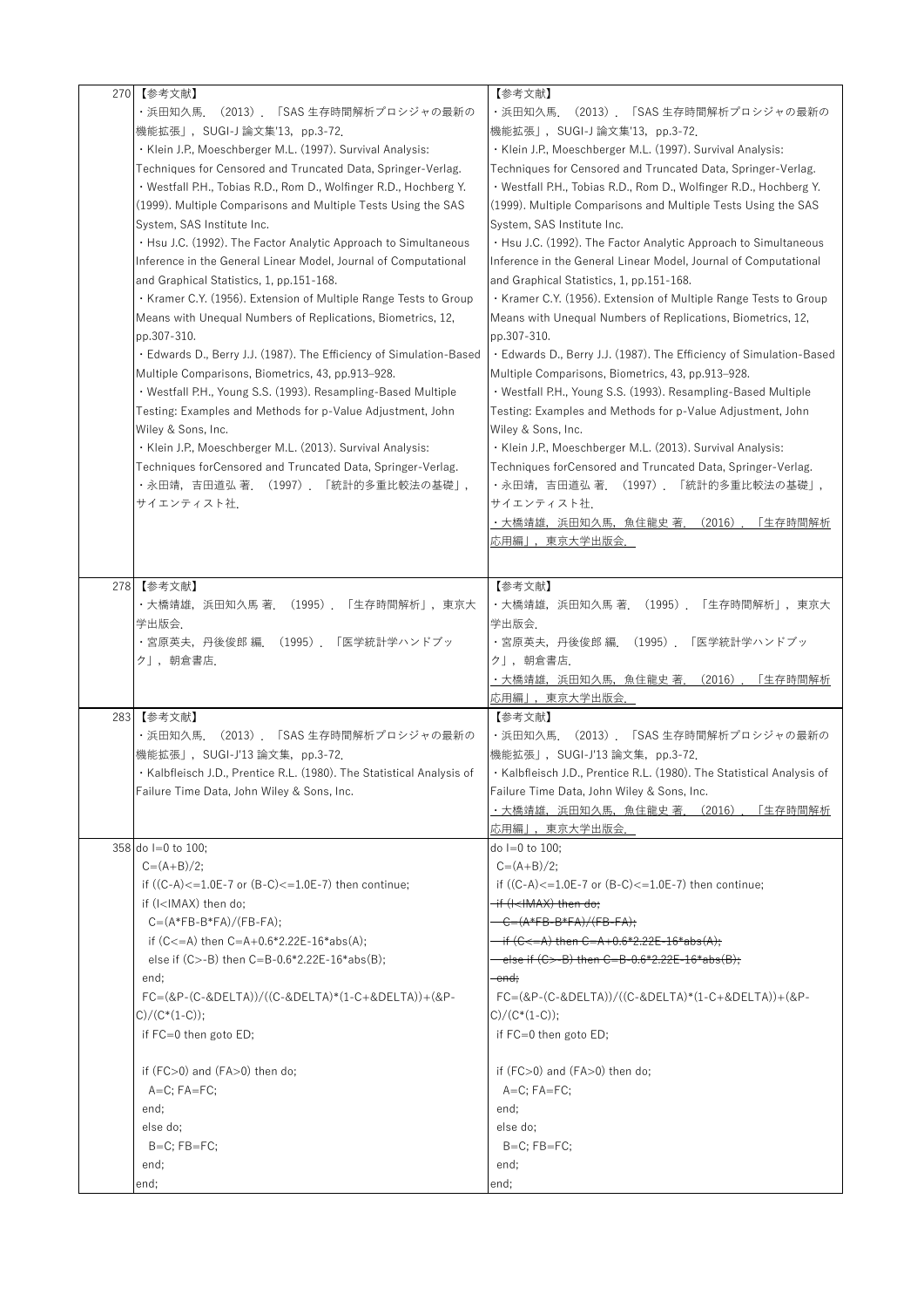| | | |
|---|---|---|
| 270 | 【参考文献】<br>・浜田知久馬．（2013）．「SAS 生存時間解析プロシジャの最新の機能拡張」，SUGI-J 論文集'13，pp.3-72.<br>・Klein J.P., Moeschberger M.L. (1997). Survival Analysis: Techniques for Censored and Truncated Data, Springer-Verlag.<br>・Westfall P.H., Tobias R.D., Rom D., Wolfinger R.D., Hochberg Y. (1999). Multiple Comparisons and Multiple Tests Using the SAS System, SAS Institute Inc.<br>・Hsu J.C. (1992). The Factor Analytic Approach to Simultaneous Inference in the General Linear Model, Journal of Computational and Graphical Statistics, 1, pp.151-168.<br>・Kramer C.Y. (1956). Extension of Multiple Range Tests to Group Means with Unequal Numbers of Replications, Biometrics, 12, pp.307-310.<br>・Edwards D., Berry J.J. (1987). The Efficiency of Simulation-Based Multiple Comparisons, Biometrics, 43, pp.913–928.<br>・Westfall P.H., Young S.S. (1993). Resampling-Based Multiple Testing: Examples and Methods for p-Value Adjustment, John Wiley & Sons, Inc.<br>・Klein J.P., Moeschberger M.L. (2013). Survival Analysis: Techniques forCensored and Truncated Data, Springer-Verlag.<br>・永田靖，吉田道弘 著．（1997）．「統計的多重比較法の基礎」，サイエンティスト社. | 【参考文献】<br>・浜田知久馬．（2013）．「SAS 生存時間解析プロシジャの最新の機能拡張」，SUGI-J 論文集'13，pp.3-72.<br>・Klein J.P., Moeschberger M.L. (1997). Survival Analysis: Techniques for Censored and Truncated Data, Springer-Verlag.<br>・Westfall P.H., Tobias R.D., Rom D., Wolfinger R.D., Hochberg Y. (1999). Multiple Comparisons and Multiple Tests Using the SAS System, SAS Institute Inc.<br>・Hsu J.C. (1992). The Factor Analytic Approach to Simultaneous Inference in the General Linear Model, Journal of Computational and Graphical Statistics, 1, pp.151-168.<br>・Kramer C.Y. (1956). Extension of Multiple Range Tests to Group Means with Unequal Numbers of Replications, Biometrics, 12, pp.307-310.<br>・Edwards D., Berry J.J. (1987). The Efficiency of Simulation-Based Multiple Comparisons, Biometrics, 43, pp.913–928.<br>・Westfall P.H., Young S.S. (1993). Resampling-Based Multiple Testing: Examples and Methods for p-Value Adjustment, John Wiley & Sons, Inc.<br>・Klein J.P., Moeschberger M.L. (2013). Survival Analysis: Techniques forCensored and Truncated Data, Springer-Verlag.<br>・永田靖，吉田道弘 著．（1997）．「統計的多重比較法の基礎」，サイエンティスト社.<br><u>・大橋靖雄，浜田知久馬，魚住龍史 著．（2016）．「生存時間解析応用編」，東京大学出版会.</u> |
| 278 | 【参考文献】<br>・大橋靖雄，浜田知久馬 著．（1995）．「生存時間解析」，東京大学出版会.<br>・宮原英夫，丹後俊郎 編．（1995）．「医学統計学ハンドブック」，朝倉書店. | 【参考文献】<br>・大橋靖雄，浜田知久馬 著．（1995）．「生存時間解析」，東京大学出版会.<br>・宮原英夫，丹後俊郎 編．（1995）．「医学統計学ハンドブック」，朝倉書店.<br><u>・大橋靖雄，浜田知久馬，魚住龍史 著．（2016）．「生存時間解析応用編」，東京大学出版会.</u> |
| 283 | 【参考文献】<br>・浜田知久馬．（2013）．「SAS 生存時間解析プロシジャの最新の機能拡張」，SUGI-J'13 論文集，pp.3-72.<br>・Kalbfleisch J.D., Prentice R.L. (1980). The Statistical Analysis of Failure Time Data, John Wiley & Sons, Inc. | 【参考文献】<br>・浜田知久馬．（2013）．「SAS 生存時間解析プロシジャの最新の機能拡張」，SUGI-J'13 論文集，pp.3-72.<br>・Kalbfleisch J.D., Prentice R.L. (1980). The Statistical Analysis of Failure Time Data, John Wiley & Sons, Inc.<br><u>・大橋靖雄，浜田知久馬，魚住龍史 著．（2016）．「生存時間解析応用編」，東京大学出版会.</u> |
| 358 | do I=0 to 100;<br>C=(A+B)/2;<br>if ((C-A)<=1.0E-7 or (B-C)<=1.0E-7) then continue;<br>if (I<IMAX) then do;<br>C=(A*FB-B*FA)/(FB-FA);<br>if (C<=A) then C=A+0.6*2.22E-16*abs(A);<br>else if (C>-B) then C=B-0.6*2.22E-16*abs(B);<br>end;<br>FC=(&P-(C-&DELTA))/((C-&DELTA)*(1-C+&DELTA))+(&P-C)/(C*(1-C));<br>if FC=0 then goto ED;<br><br>if (FC>0) and (FA>0) then do;<br>A=C; FA=FC;<br>end;<br>else do;<br>B=C; FB=FC;<br>end;<br>end; | do I=0 to 100;<br>C=(A+B)/2;<br>if ((C-A)<=1.0E-7 or (B-C)<=1.0E-7) then continue;<br>~~if (I<IMAX) then do;~~<br>~~C=(A*FB-B*FA)/(FB-FA);~~<br>~~if (C<=A) then C=A+0.6*2.22E-16*abs(A);~~<br>~~else if (C>-B) then C=B-0.6*2.22E-16*abs(B);~~<br>~~end;~~<br>FC=(&P-(C-&DELTA))/((C-&DELTA)*(1-C+&DELTA))+(&P-C)/(C*(1-C));<br>if FC=0 then goto ED;<br><br>if (FC>0) and (FA>0) then do;<br>A=C; FA=FC;<br>end;<br>else do;<br>B=C; FB=FC;<br>end;<br>end; |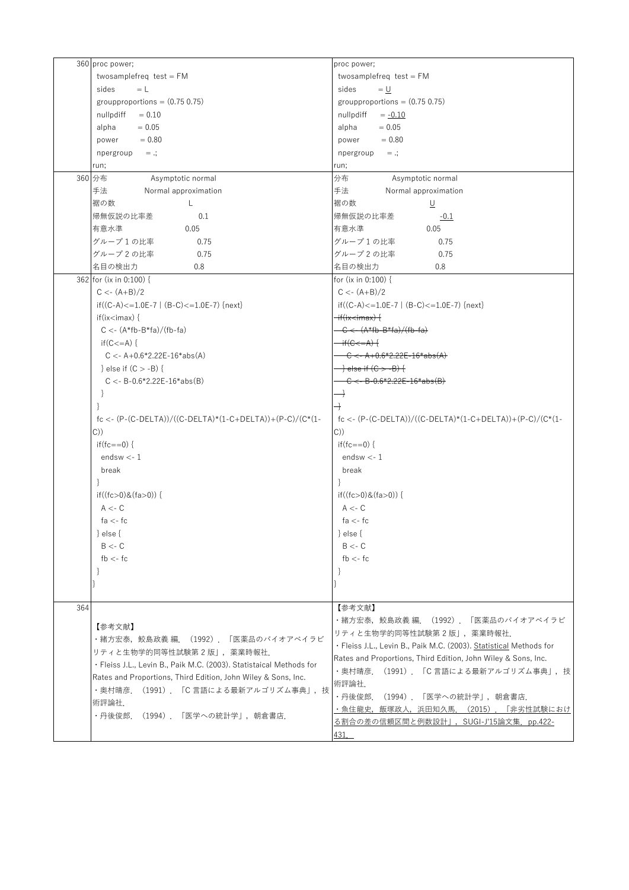| | | |
|---|---|---|
| 360 | proc power;<br>twosamplefreq test = FM<br>sides = L<br>groupproportions = (0.75 0.75)<br>nullpdiff = 0.10<br>alpha = 0.05<br>power = 0.80<br>npergroup = .;<br>run; | proc power;<br>twosamplefreq test = FM<br>sides = U<br>groupproportions = (0.75 0.75)<br>nullpdiff = -0.10<br>alpha = 0.05<br>power = 0.80<br>npergroup = .;<br>run; |
| 360 | 分布 Asymptotic normal<br>手法 Normal approximation<br>裾の数 L<br>帰無仮説の比率差 0.1<br>有意水準 0.05<br>グループ 1 の比率 0.75<br>グループ 2 の比率 0.75<br>名目の検出力 0.8 | 分布 Asymptotic normal<br>手法 Normal approximation<br>裾の数 U<br>帰無仮説の比率差 -0.1<br>有意水準 0.05<br>グループ 1 の比率 0.75<br>グループ 2 の比率 0.75<br>名目の検出力 0.8 |
| 362 | for (ix in 0:100) {<br>C <- (A+B)/2<br>if((C-A)<=1.0E-7 \| (B-C)<=1.0E-7) {next}<br>if(ix<imax) {<br>C <- (A\*fb-B\*fa)/(fb-fa)<br>if(C<=A) {<br>C <- A+0.6\*2.22E-16\*abs(A)<br>} else if (C > -B) {<br>C <- B-0.6\*2.22E-16\*abs(B)<br>}<br>}<br>fc <- (P-(C-DELTA))/((C-DELTA)\*(1-C+DELTA))+(P-C)/(C\*(1-C))<br>if(fc==0) {<br>endsw <- 1<br>break<br>}<br>if((fc>0)&(fa>0)) {<br>A <- C<br>fa <- fc<br>} else {<br>B <- C<br>fb <- fc<br>}<br>} | for (ix in 0:100) {<br>C <- (A+B)/2<br>if((C-A)<=1.0E-7 \| (B-C)<=1.0E-7) {next}<br>~~if(ix<imax) {~~<br>~~C <- (A\*fb-B\*fa)/(fb-fa)~~<br>~~if(C<=A) {~~<br>~~C <- A+0.6\*2.22E-16\*abs(A)~~<br>~~} else if (C > -B) {~~<br>~~C <- B-0.6\*2.22E-16\*abs(B)~~<br>~~}~~<br>~~}~~<br>fc <- (P-(C-DELTA))/((C-DELTA)\*(1-C+DELTA))+(P-C)/(C\*(1-C))<br>if(fc==0) {<br>endsw <- 1<br>break<br>}<br>if((fc>0)&(fa>0)) {<br>A <- C<br>fa <- fc<br>} else {<br>B <- C<br>fb <- fc<br>}<br>} |
| 364 | 【参考文献】<br>・緒方宏泰，鮫島政義 編．（1992）．「医薬品のバイオアベイラビリティと生物学的同等性試験第 2 版」，薬業時報社．<br>・Fleiss J.L., Levin B., Paik M.C. (2003). Statistaical Methods for Rates and Proportions, Third Edition, John Wiley & Sons, Inc.<br>・奥村晴彦．（1991）．「C 言語による最新アルゴリズム事典」，技術評論社．<br>・丹後俊郎．（1994）．「医学への統計学」，朝倉書店． | 【参考文献】<br>・緒方宏泰，鮫島政義 編．（1992）．「医薬品のバイオアベイラビリティと生物学的同等性試験第 2 版」，薬業時報社．<br>・Fleiss J.L., Levin B., Paik M.C. (2003). Statistical Methods for Rates and Proportions, Third Edition, John Wiley & Sons, Inc.<br>・奥村晴彦．（1991）．「C 言語による最新アルゴリズム事典」，技術評論社．<br>・丹後俊郎．（1994）．「医学への統計学」，朝倉書店．<br>・魚住龍史，飯塚政人，浜田知久馬．（2015）．「非劣性試験における割合の差の信頼区間と例数設計」，SUGI-J'15論文集．pp.422-431． |